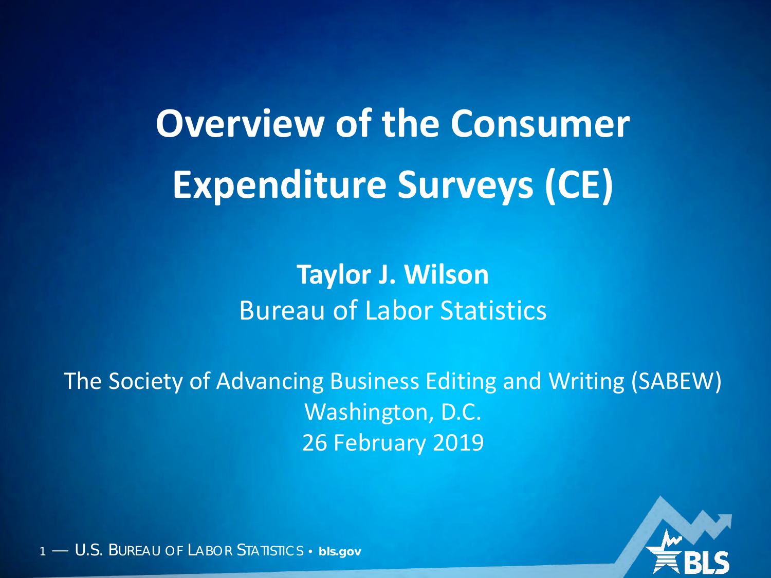# Overview of the Consumer Expenditure Surveys (CE)

**Taylor J. Wilson**
Bureau of Labor Statistics

The Society of Advancing Business Editing and Writing (SABEW)
Washington, D.C.
26 February 2019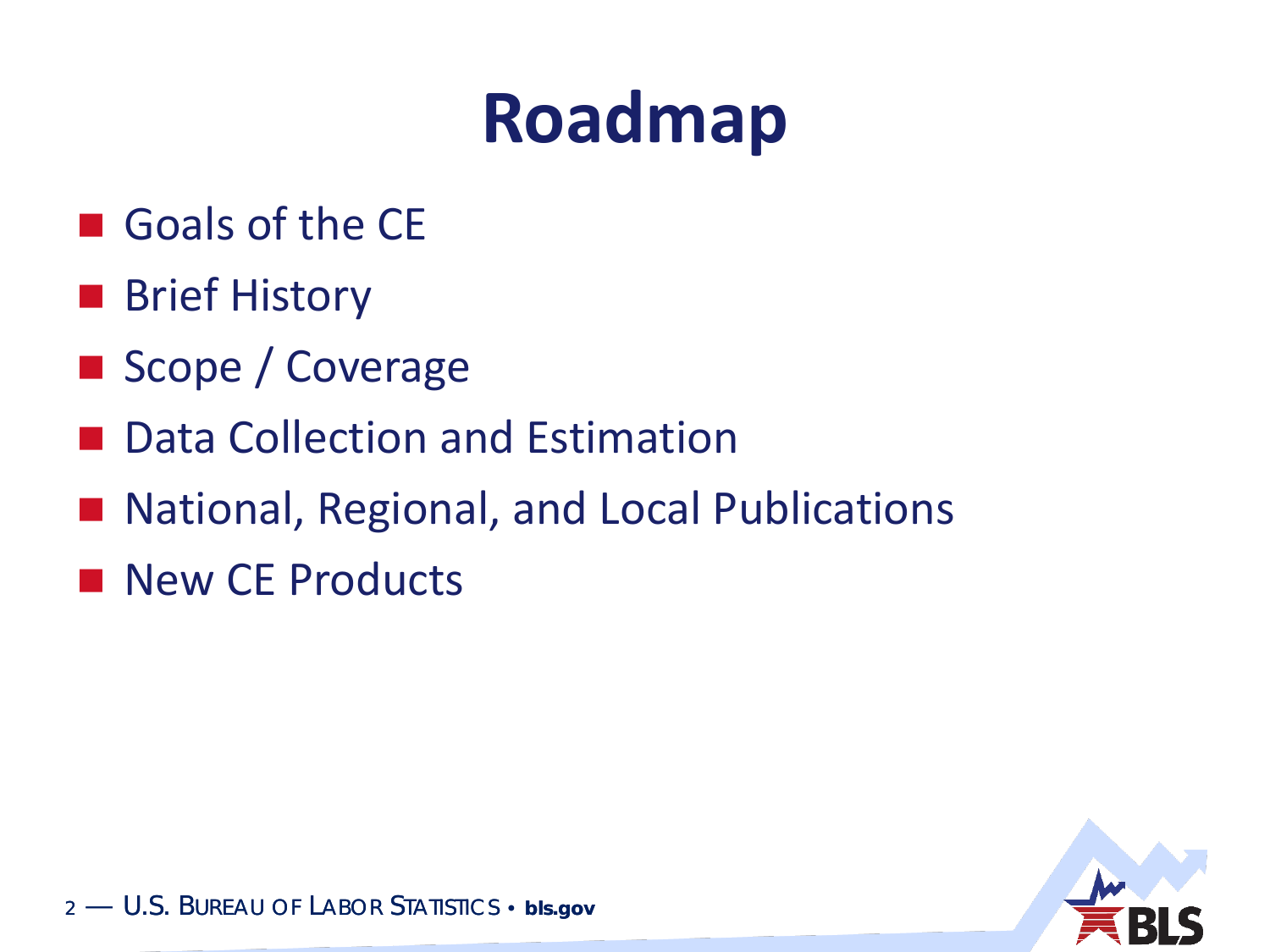# Roadmap

- Goals of the CE
- Brief History
- Scope / Coverage
- Data Collection and Estimation
- National, Regional, and Local Publications
- New CE Products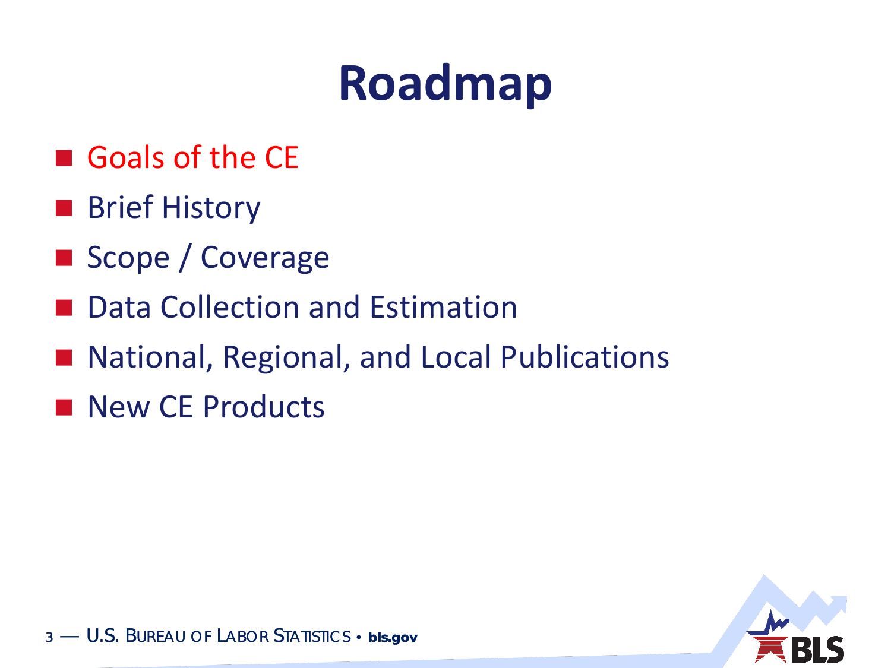# Roadmap

- Goals of the CE
- Brief History
- Scope / Coverage
- Data Collection and Estimation
- National, Regional, and Local Publications
- New CE Products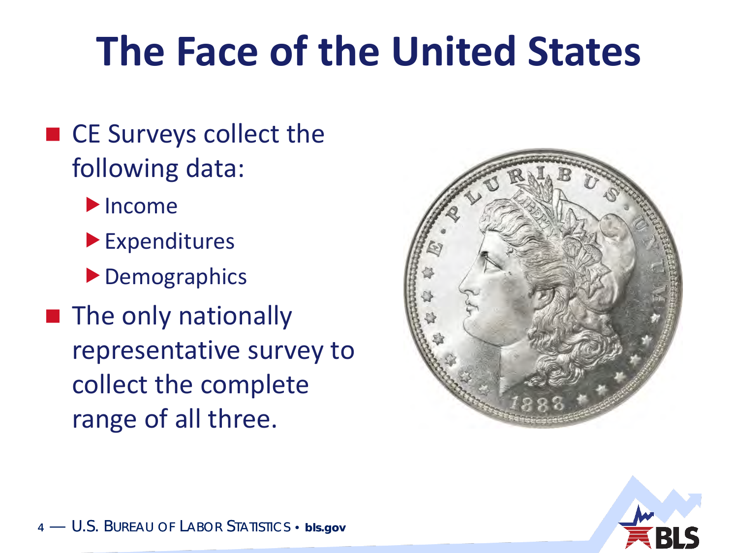# The Face of the United States

- CE Surveys collect the following data:
  - Income
  - Expenditures
  - Demographics
- The only nationally representative survey to collect the complete range of all three.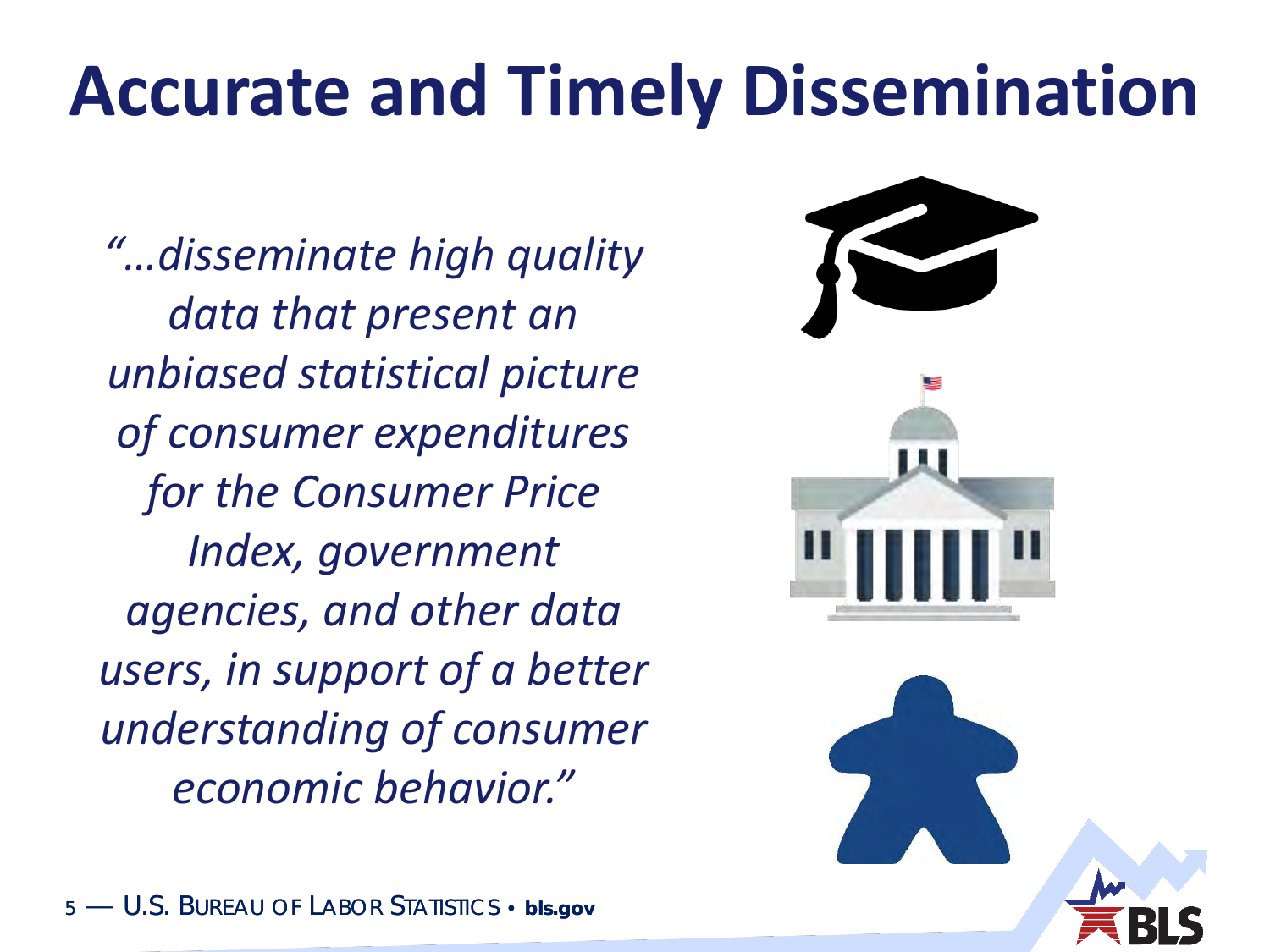# Accurate and Timely Dissemination

*"...disseminate high quality data that present an unbiased statistical picture of consumer expenditures for the Consumer Price Index, government agencies, and other data users, in support of a better understanding of consumer economic behavior."*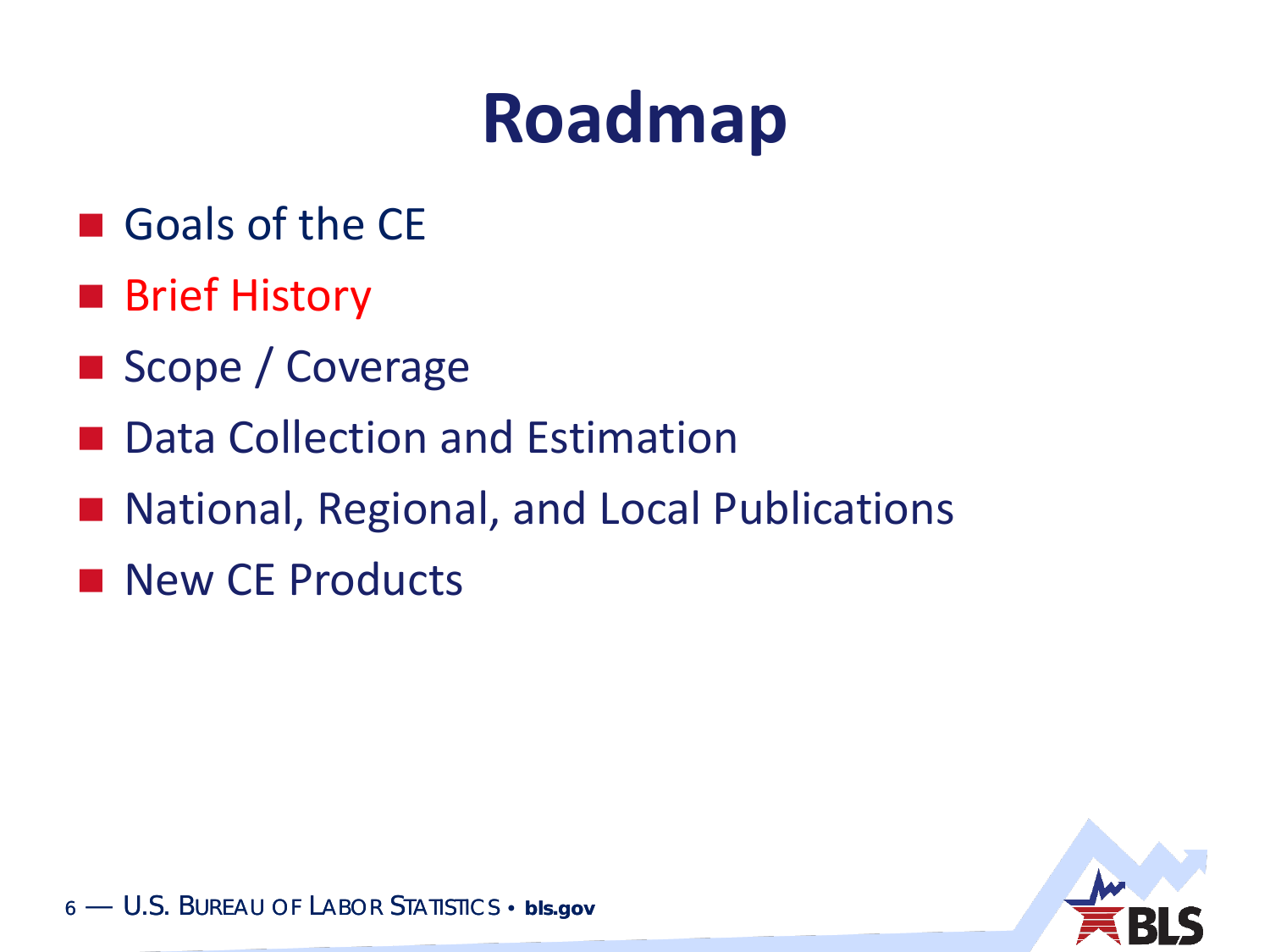# Roadmap

- Goals of the CE
- Brief History
- Scope / Coverage
- Data Collection and Estimation
- National, Regional, and Local Publications
- New CE Products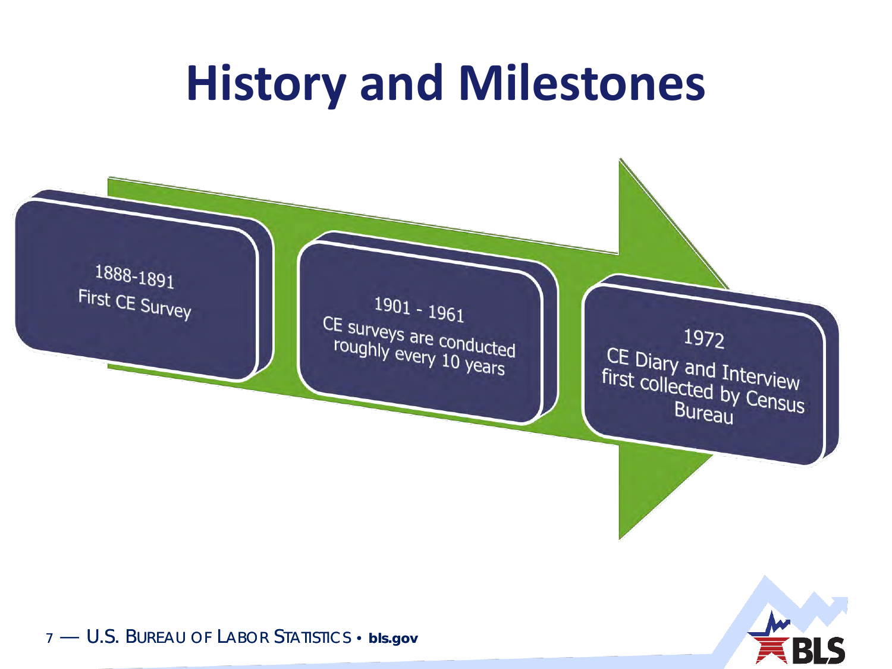# History and Milestones

- 1888-1891
  First CE Survey
- 1901 - 1961
  CE surveys are conducted roughly every 10 years
- 1972
  CE Diary and Interview first collected by Census Bureau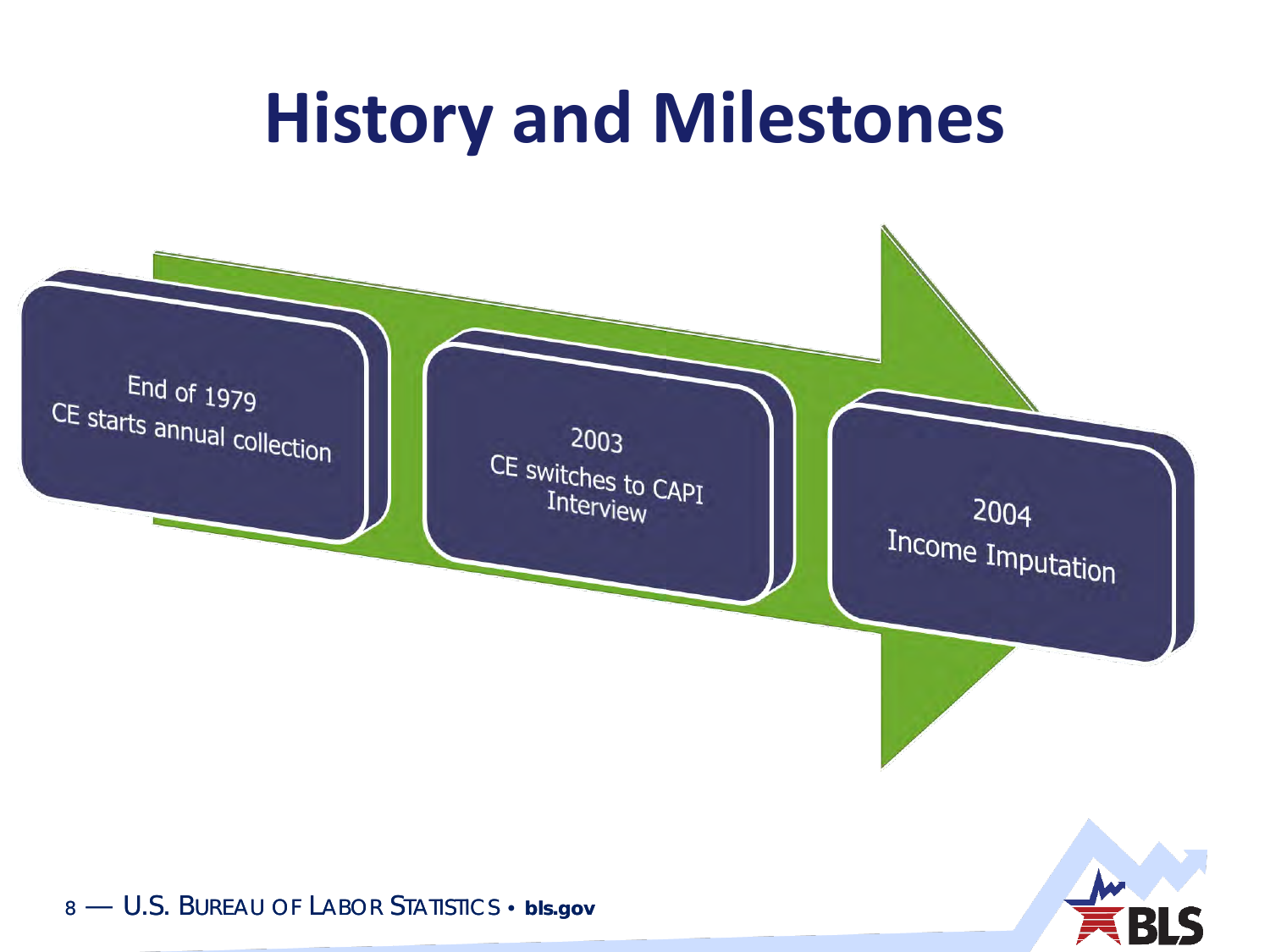# History and Milestones

- End of 1979
  CE starts annual collection
- 2003
  CE switches to CAPI Interview
- 2004
  Income Imputation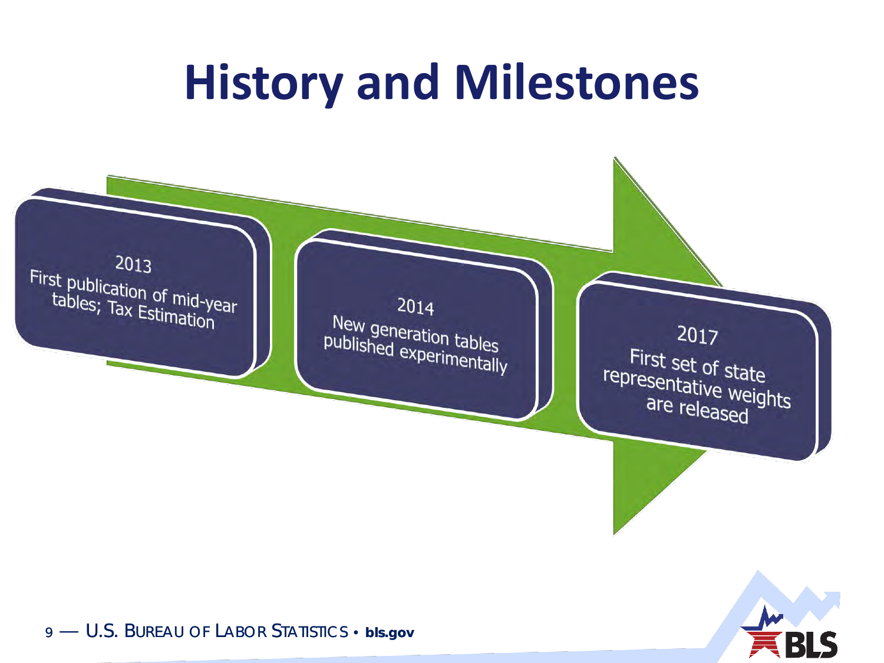# History and Milestones

- **2013** — First publication of mid-year tables; Tax Estimation
- **2014** — New generation tables published experimentally
- **2017** — First set of state representative weights are released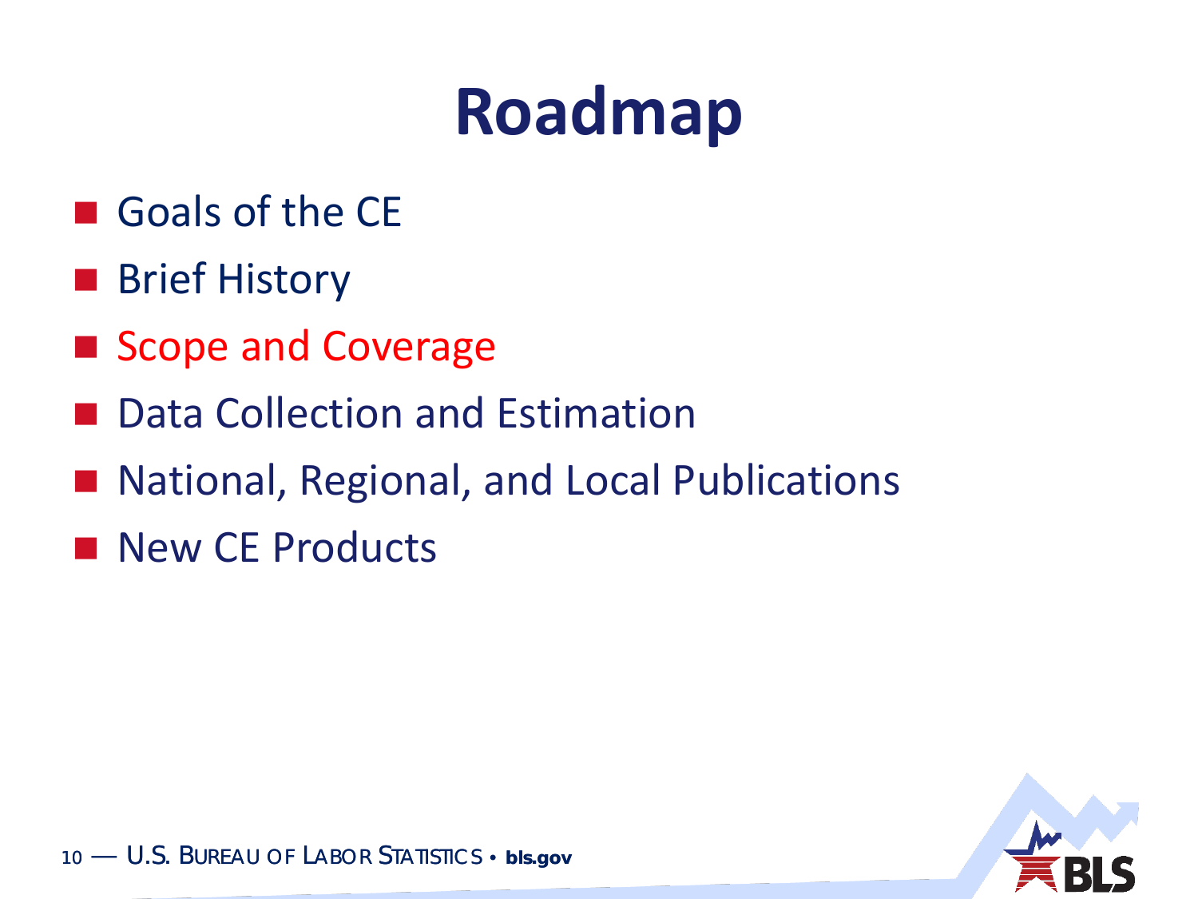# Roadmap

- Goals of the CE
- Brief History
- Scope and Coverage
- Data Collection and Estimation
- National, Regional, and Local Publications
- New CE Products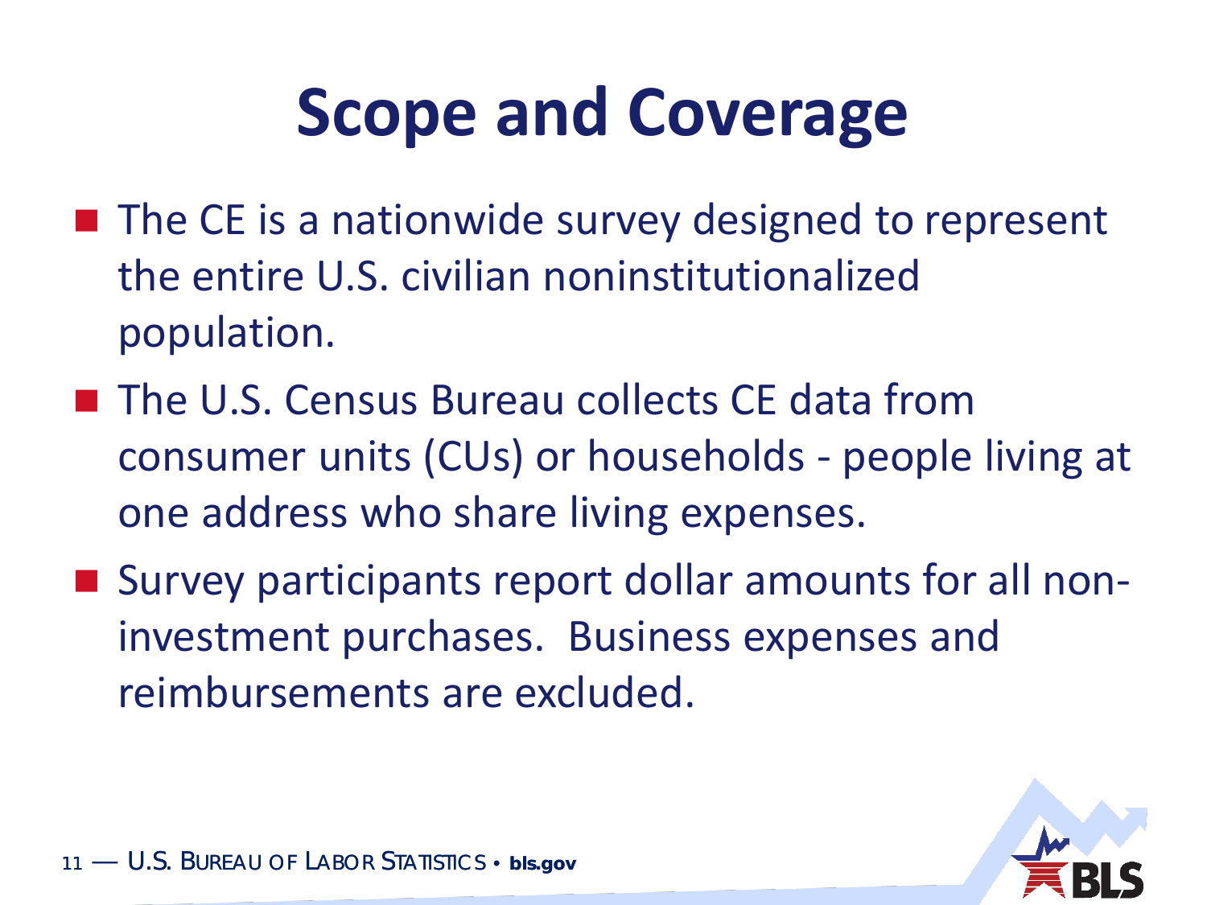# Scope and Coverage

- The CE is a nationwide survey designed to represent the entire U.S. civilian noninstitutionalized population.
- The U.S. Census Bureau collects CE data from consumer units (CUs) or households - people living at one address who share living expenses.
- Survey participants report dollar amounts for all non-investment purchases. Business expenses and reimbursements are excluded.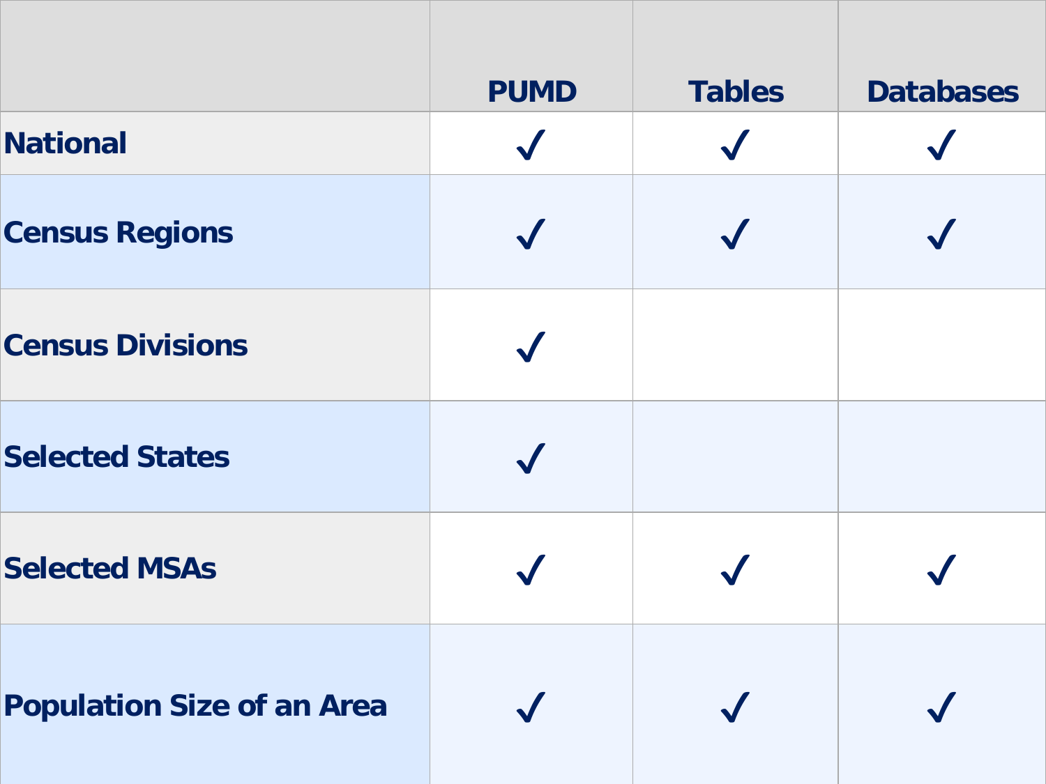| | PUMD | Tables | Databases |
|---|---|---|---|
| **National** | ✓ | ✓ | ✓ |
| **Census Regions** | ✓ | ✓ | ✓ |
| **Census Divisions** | ✓ | | |
| **Selected States** | ✓ | | |
| **Selected MSAs** | ✓ | ✓ | ✓ |
| **Population Size of an Area** | ✓ | ✓ | ✓ |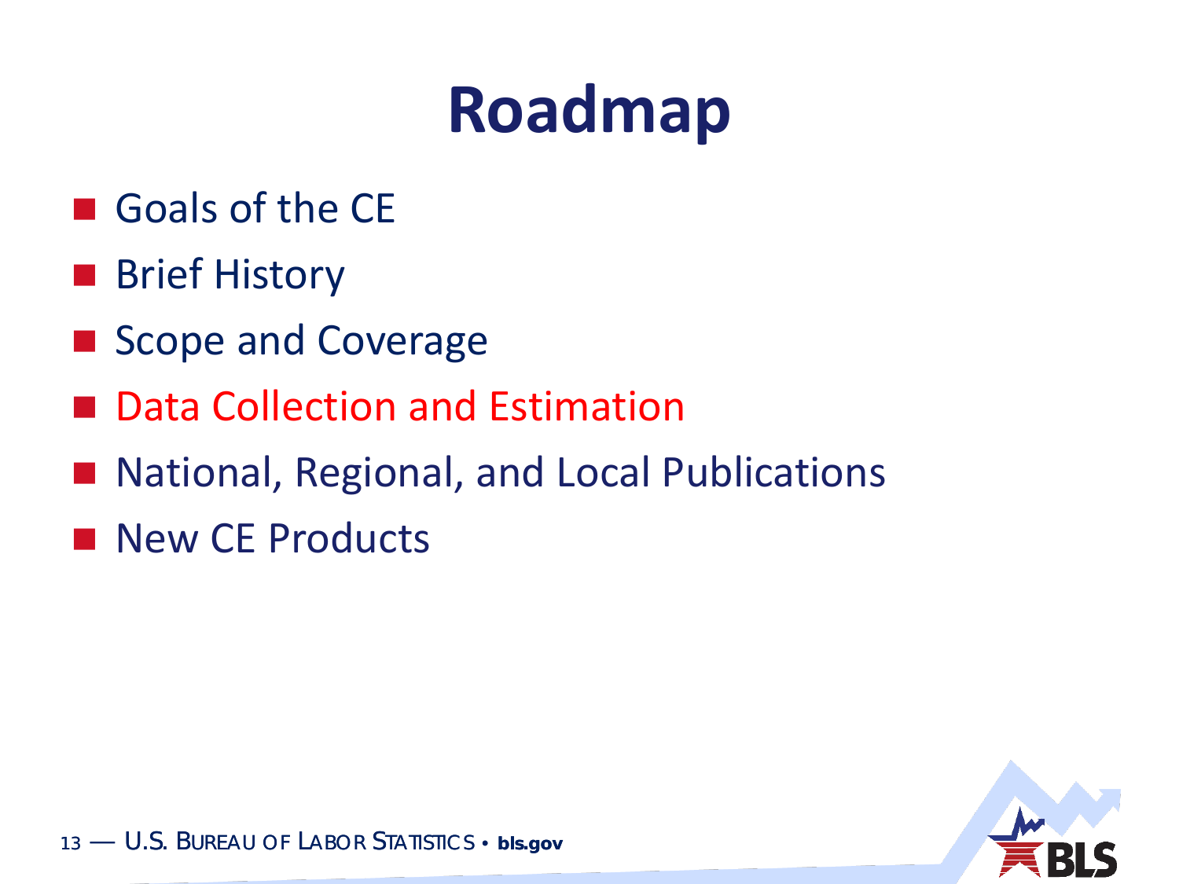# Roadmap

- Goals of the CE
- Brief History
- Scope and Coverage
- Data Collection and Estimation
- National, Regional, and Local Publications
- New CE Products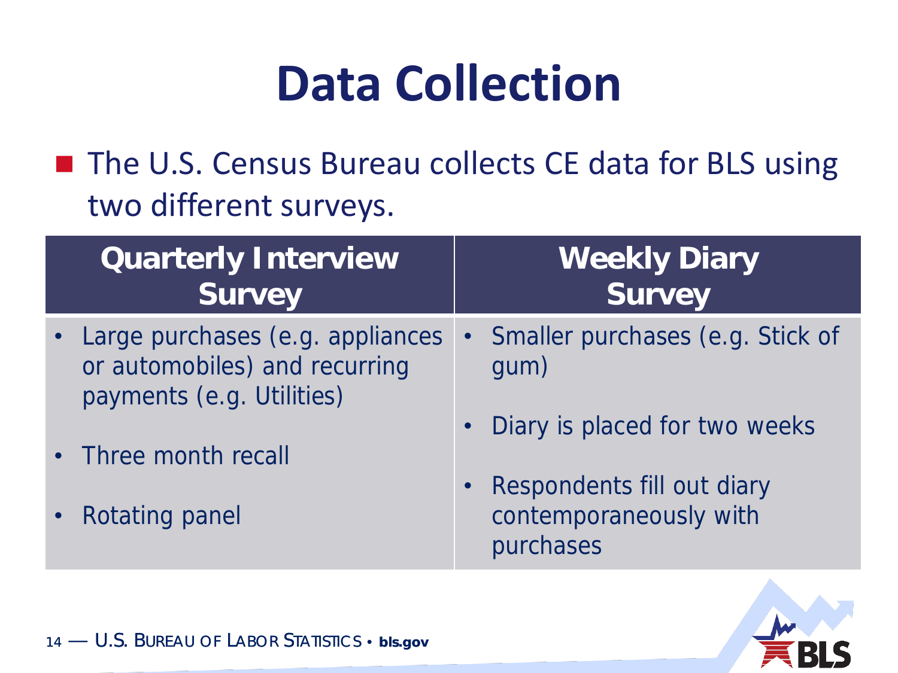# Data Collection

- The U.S. Census Bureau collects CE data for BLS using two different surveys.

| Quarterly Interview Survey | Weekly Diary Survey |
|---|---|
| • Large purchases (e.g. appliances or automobiles) and recurring payments (e.g. Utilities)<br>• Three month recall<br>• Rotating panel | • Smaller purchases (e.g. Stick of gum)<br>• Diary is placed for two weeks<br>• Respondents fill out diary contemporaneously with purchases |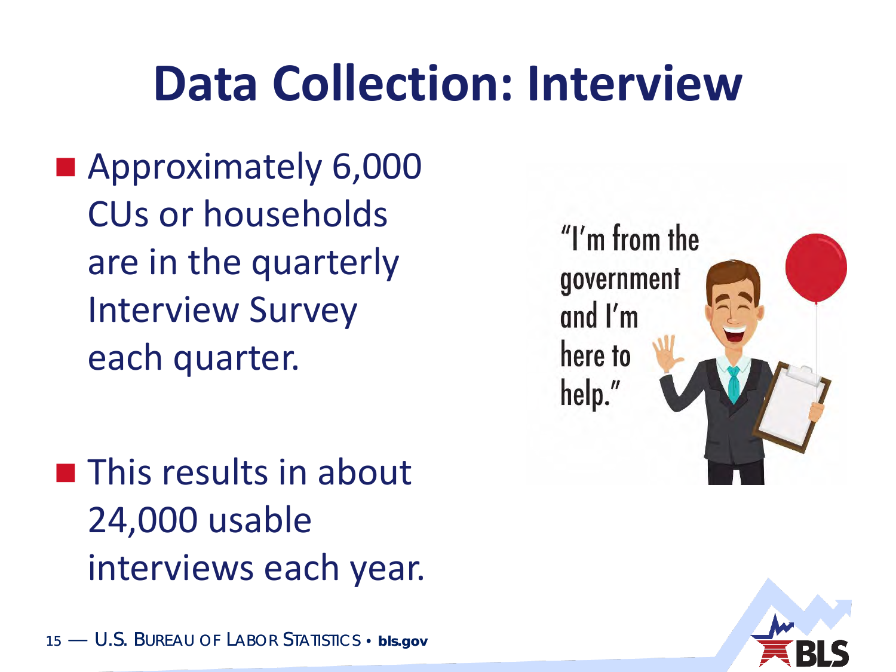# Data Collection: Interview

- Approximately 6,000 CUs or households are in the quarterly Interview Survey each quarter.
- This results in about 24,000 usable interviews each year.

"I'm from the government and I'm here to help."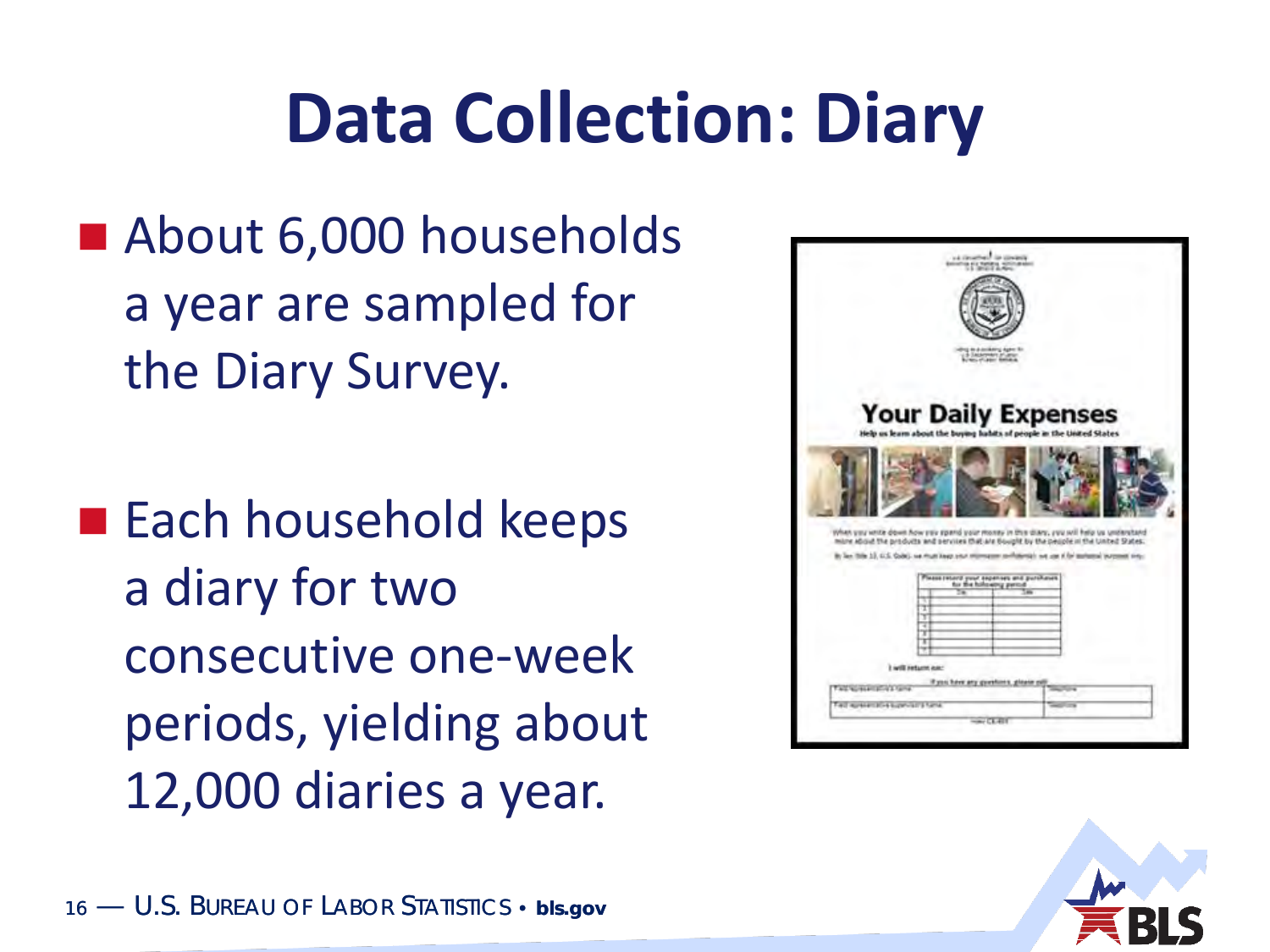# Data Collection: Diary

- About 6,000 households a year are sampled for the Diary Survey.

- Each household keeps a diary for two consecutive one-week periods, yielding about 12,000 diaries a year.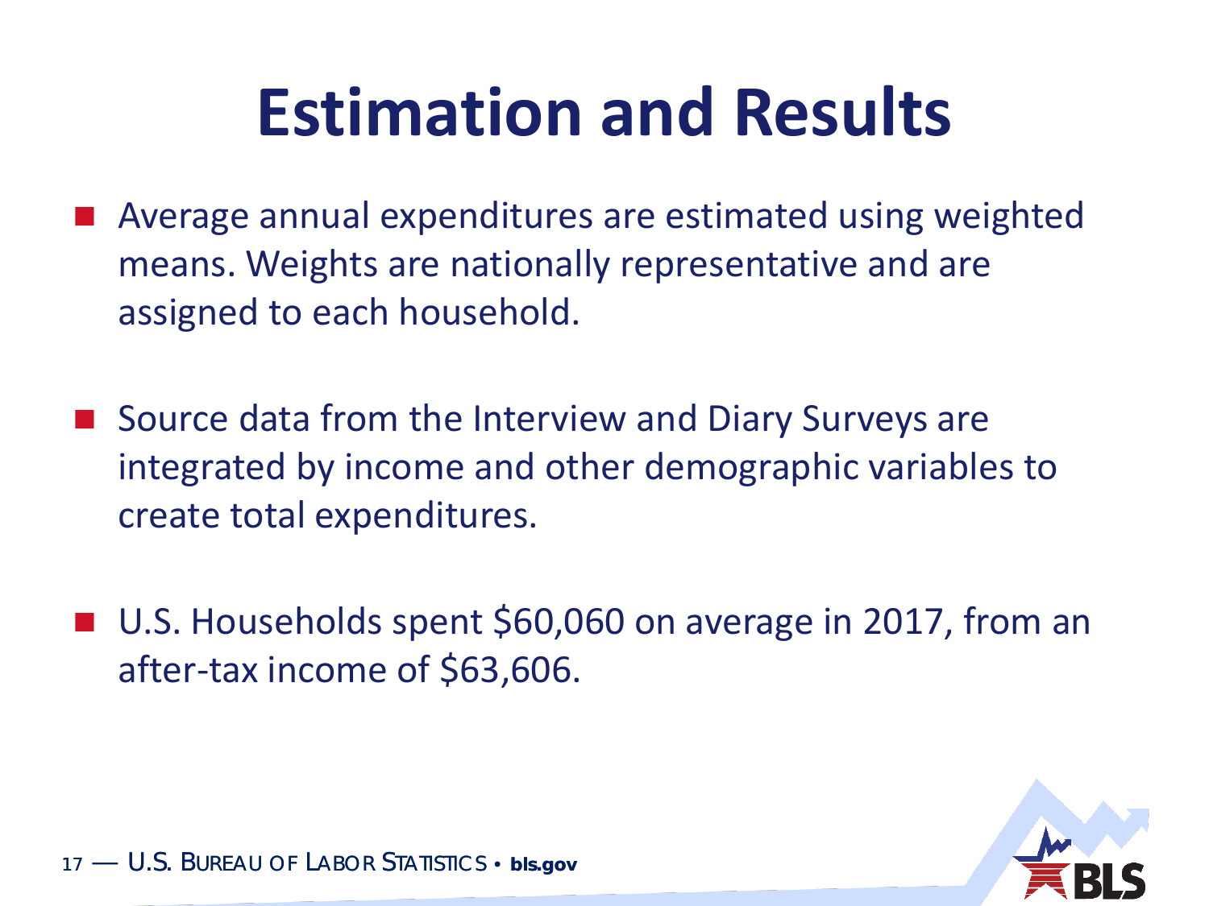# Estimation and Results

- Average annual expenditures are estimated using weighted means. Weights are nationally representative and are assigned to each household.
- Source data from the Interview and Diary Surveys are integrated by income and other demographic variables to create total expenditures.
- U.S. Households spent $60,060 on average in 2017, from an after-tax income of $63,606.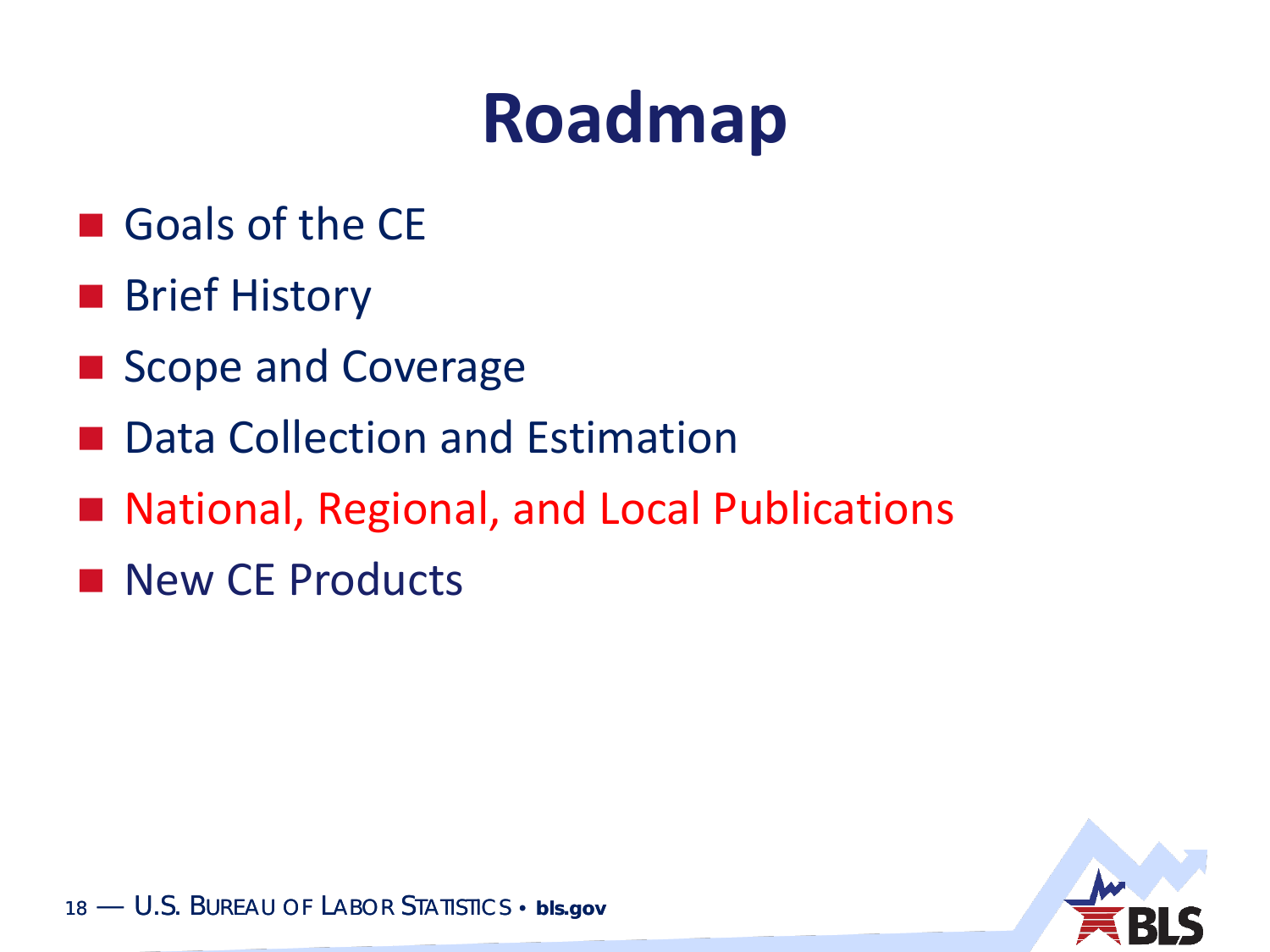# Roadmap

- Goals of the CE
- Brief History
- Scope and Coverage
- Data Collection and Estimation
- National, Regional, and Local Publications
- New CE Products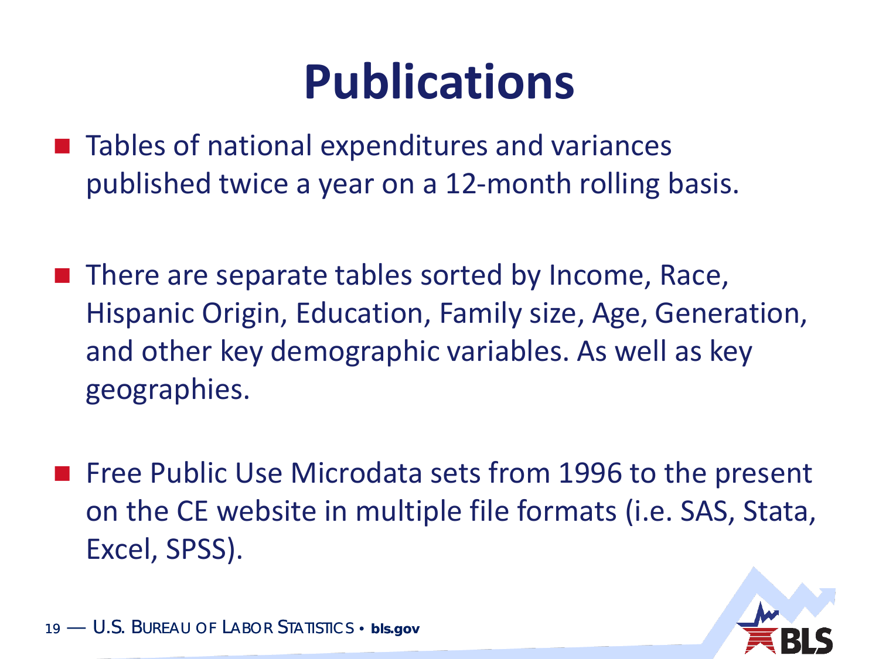# Publications

- Tables of national expenditures and variances published twice a year on a 12-month rolling basis.

- There are separate tables sorted by Income, Race, Hispanic Origin, Education, Family size, Age, Generation, and other key demographic variables. As well as key geographies.

- Free Public Use Microdata sets from 1996 to the present on the CE website in multiple file formats (i.e. SAS, Stata, Excel, SPSS).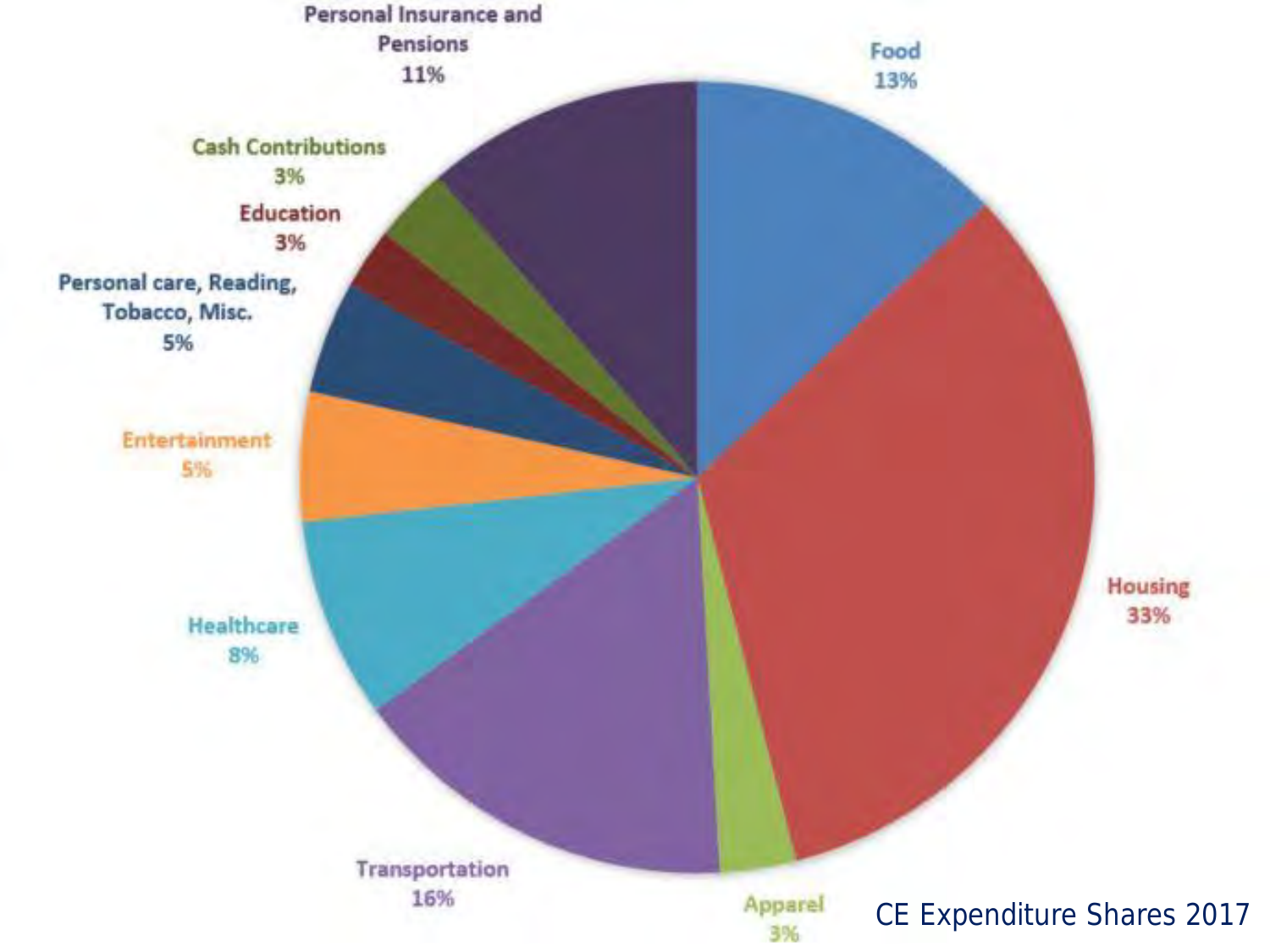Personal Insurance and Pensions
11%

Food
13%

Cash Contributions
3%

Education
3%

Personal care, Reading, Tobacco, Misc.
5%

Entertainment
5%

Housing
33%

Healthcare
8%

Transportation
16%

Apparel
3%

CE Expenditure Shares 2017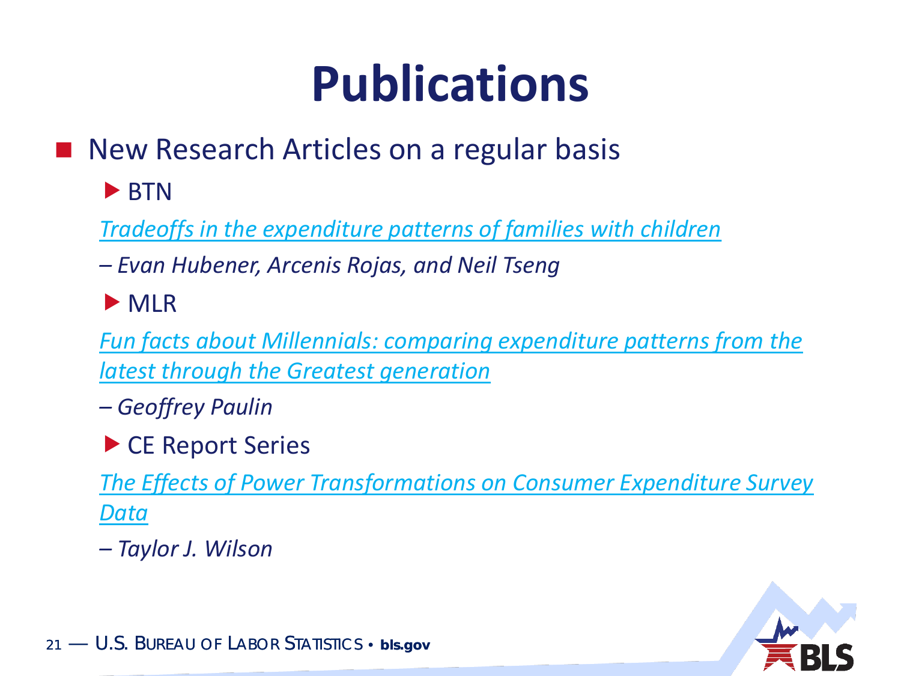# Publications

- New Research Articles on a regular basis
  - BTN

    *Tradeoffs in the expenditure patterns of families with children*

    *– Evan Hubener, Arcenis Rojas, and Neil Tseng*
  - MLR

    *Fun facts about Millennials: comparing expenditure patterns from the latest through the Greatest generation*

    *– Geoffrey Paulin*
  - CE Report Series

    *The Effects of Power Transformations on Consumer Expenditure Survey Data*

    *– Taylor J. Wilson*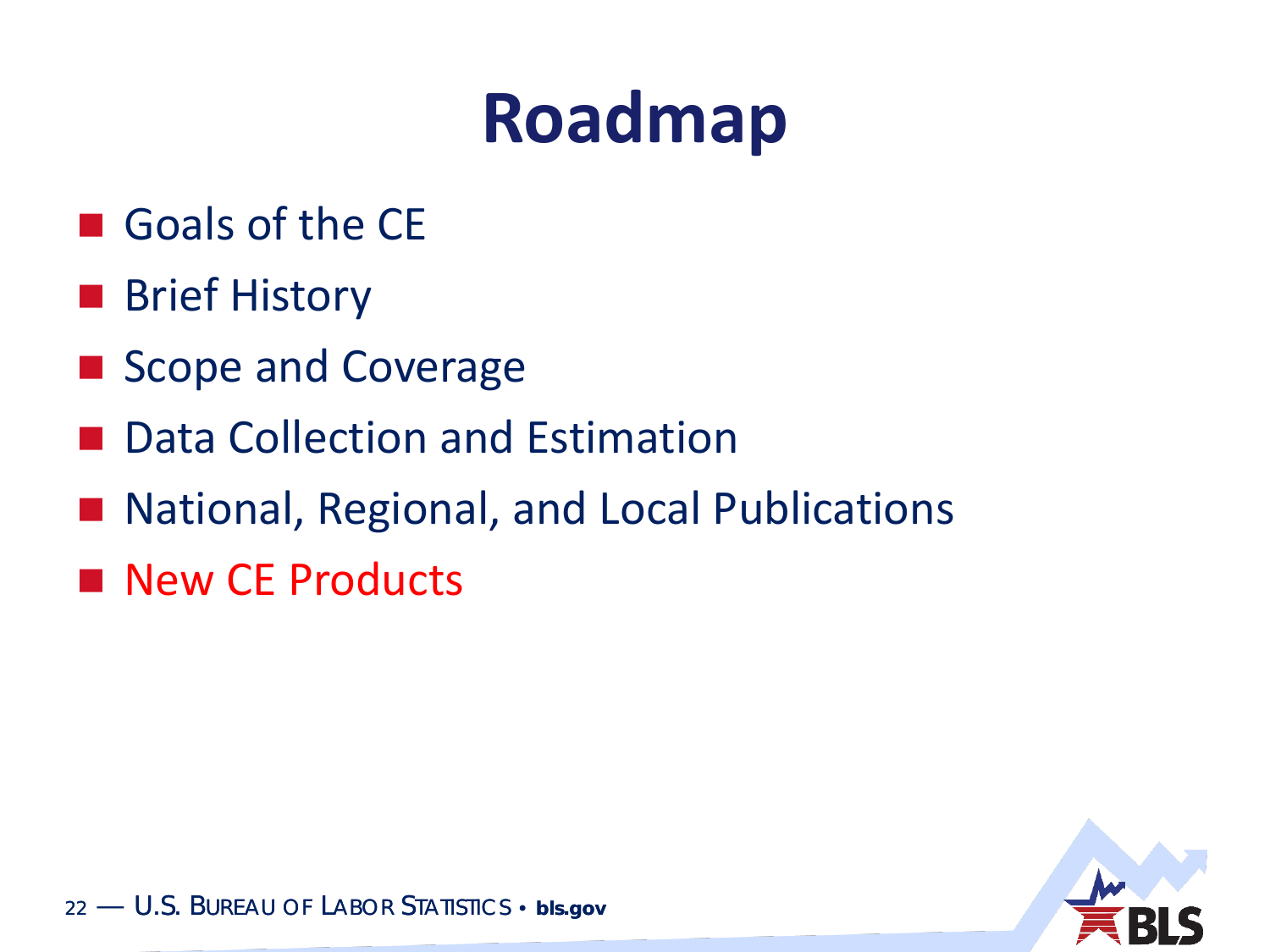# Roadmap

- Goals of the CE
- Brief History
- Scope and Coverage
- Data Collection and Estimation
- National, Regional, and Local Publications
- New CE Products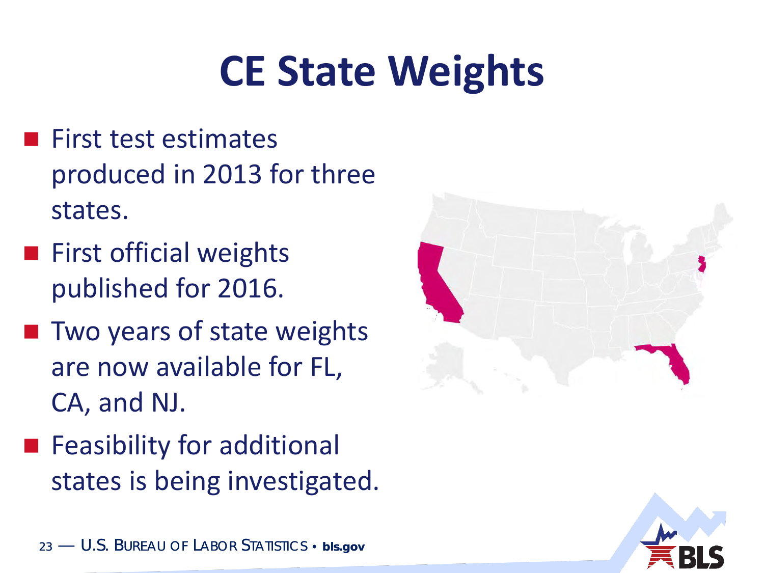# CE State Weights

- First test estimates produced in 2013 for three states.
- First official weights published for 2016.
- Two years of state weights are now available for FL, CA, and NJ.
- Feasibility for additional states is being investigated.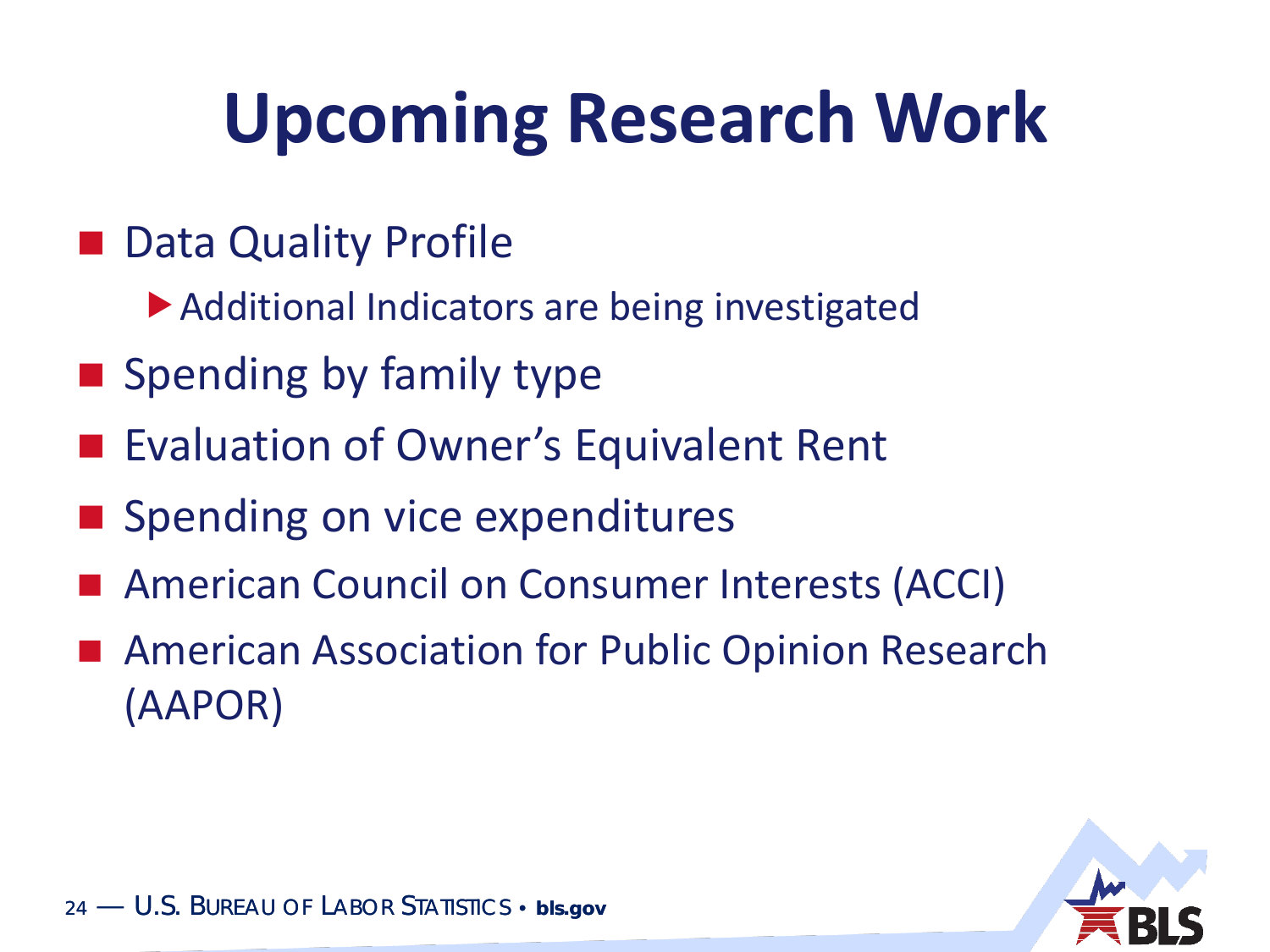# Upcoming Research Work

- Data Quality Profile
  - Additional Indicators are being investigated
- Spending by family type
- Evaluation of Owner's Equivalent Rent
- Spending on vice expenditures
- American Council on Consumer Interests (ACCI)
- American Association for Public Opinion Research (AAPOR)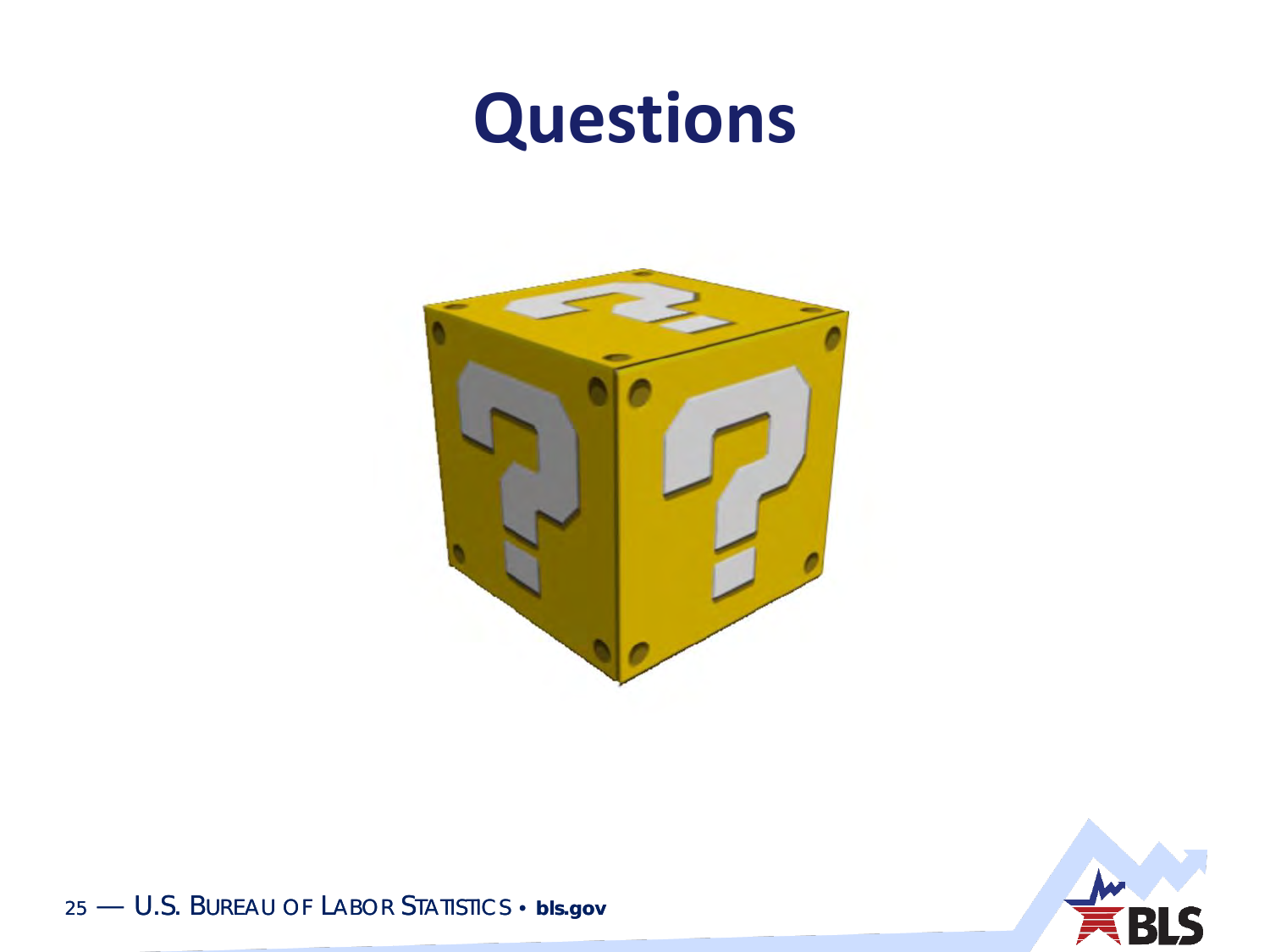# Questions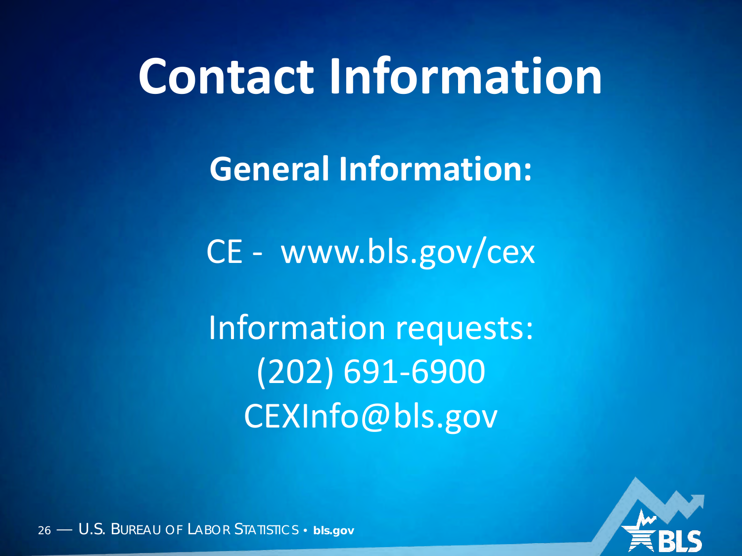# Contact Information

## General Information:

CE - www.bls.gov/cex

Information requests:
(202) 691-6900
CEXInfo@bls.gov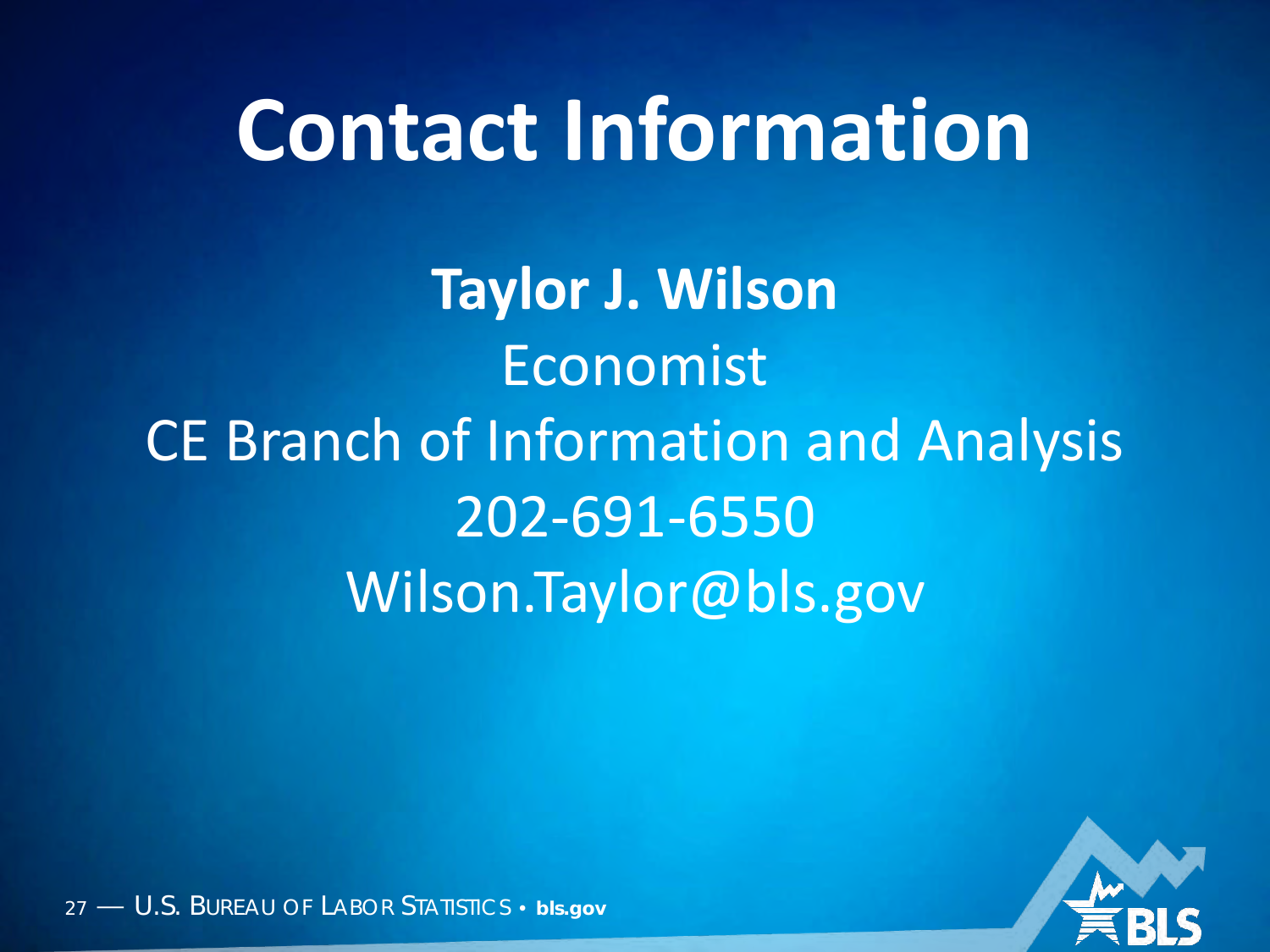# Contact Information

**Taylor J. Wilson**

Economist

CE Branch of Information and Analysis

202-691-6550

Wilson.Taylor@bls.gov